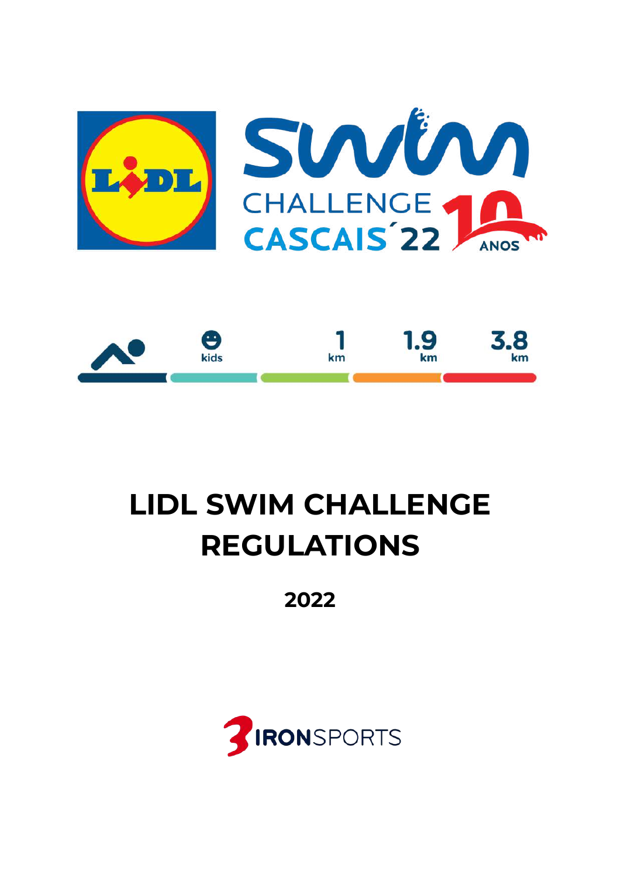# LIDL SWIM CHALLENGE REGULATIONS

**2022**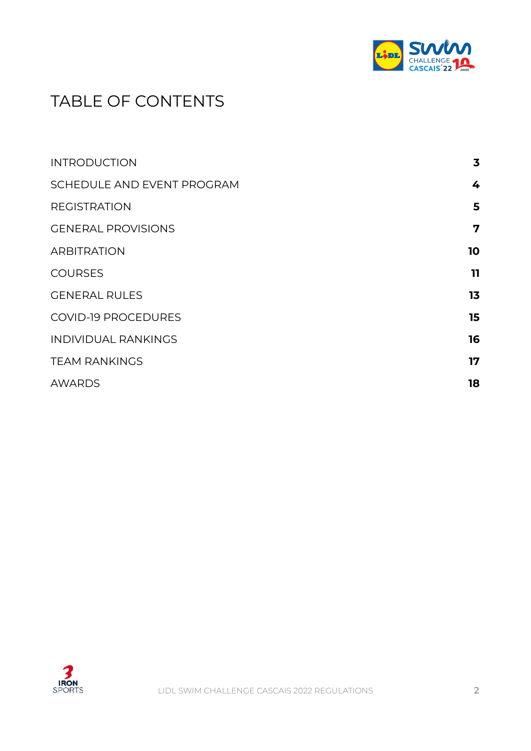# TABLE OF CONTENTS

| | |
|---|---|
| INTRODUCTION | **3** |
| SCHEDULE AND EVENT PROGRAM | **4** |
| REGISTRATION | **5** |
| GENERAL PROVISIONS | **7** |
| ARBITRATION | **10** |
| COURSES | **11** |
| GENERAL RULES | **13** |
| COVID-19 PROCEDURES | **15** |
| INDIVIDUAL RANKINGS | **16** |
| TEAM RANKINGS | **17** |
| AWARDS | **18** |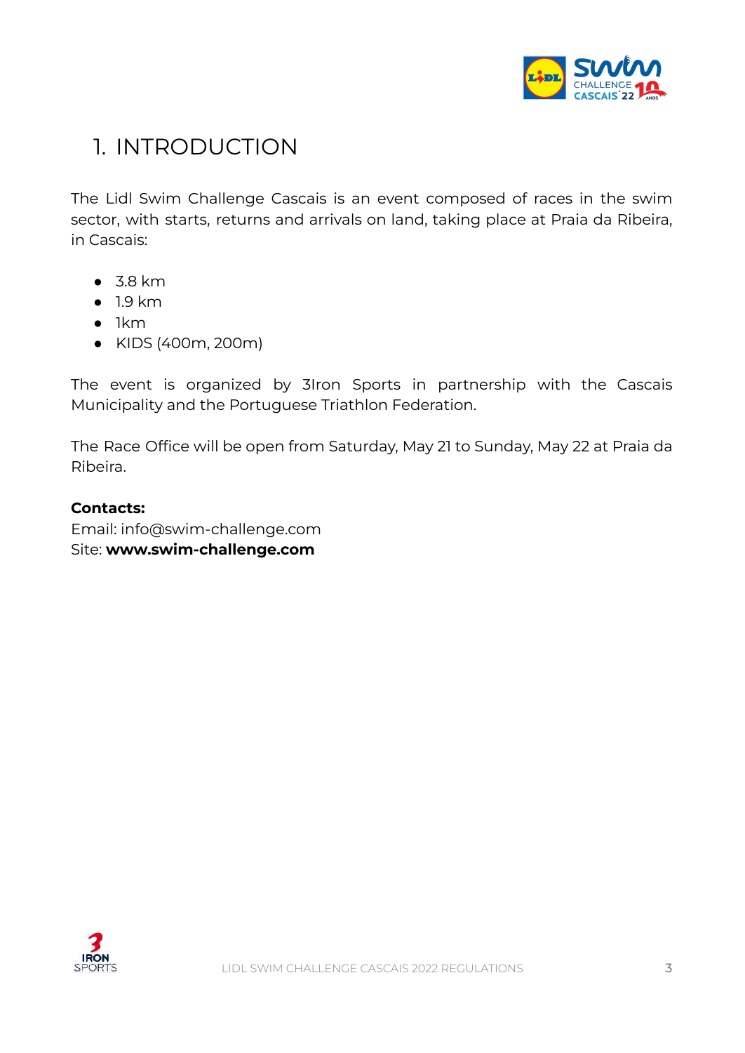# 1. INTRODUCTION

The Lidl Swim Challenge Cascais is an event composed of races in the swim sector, with starts, returns and arrivals on land, taking place at Praia da Ribeira, in Cascais:

- 3.8 km
- 1.9 km
- 1km
- KIDS (400m, 200m)

The event is organized by 3Iron Sports in partnership with the Cascais Municipality and the Portuguese Triathlon Federation.

The Race Office will be open from Saturday, May 21 to Sunday, May 22 at Praia da Ribeira.

**Contacts:**
Email: info@swim-challenge.com
Site: **www.swim-challenge.com**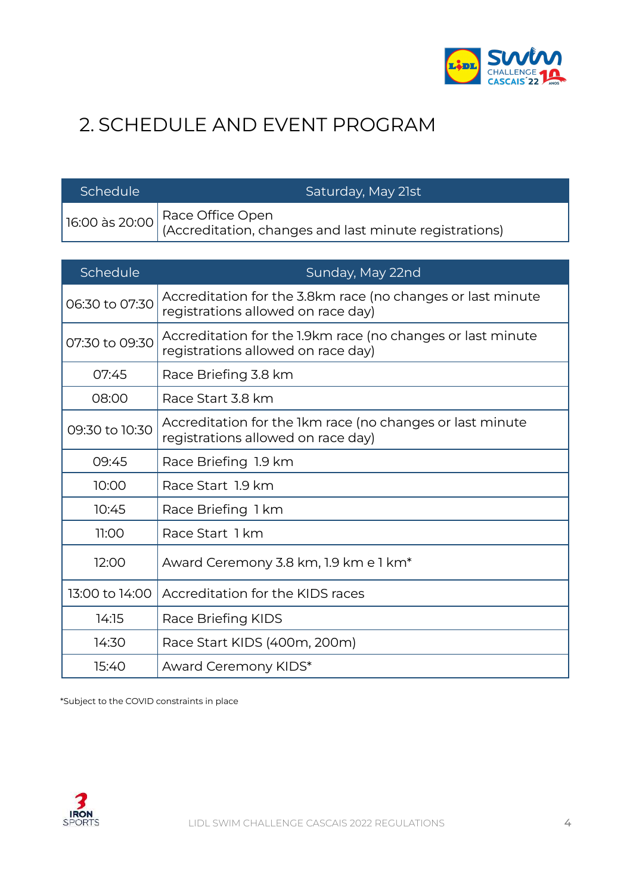# 2. SCHEDULE AND EVENT PROGRAM

| Schedule | Saturday, May 21st |
|---|---|
| 16:00 às 20:00 | Race Office Open<br>(Accreditation, changes and last minute registrations) |

| Schedule | Sunday, May 22nd |
|---|---|
| 06:30 to 07:30 | Accreditation for the 3.8km race (no changes or last minute registrations allowed on race day) |
| 07:30 to 09:30 | Accreditation for the 1.9km race (no changes or last minute registrations allowed on race day) |
| 07:45 | Race Briefing 3.8 km |
| 08:00 | Race Start 3.8 km |
| 09:30 to 10:30 | Accreditation for the 1km race (no changes or last minute registrations allowed on race day) |
| 09:45 | Race Briefing 1.9 km |
| 10:00 | Race Start 1.9 km |
| 10:45 | Race Briefing 1 km |
| 11:00 | Race Start 1 km |
| 12:00 | Award Ceremony 3.8 km, 1.9 km e 1 km* |
| 13:00 to 14:00 | Accreditation for the KIDS races |
| 14:15 | Race Briefing KIDS |
| 14:30 | Race Start KIDS (400m, 200m) |
| 15:40 | Award Ceremony KIDS* |

*Subject to the COVID constraints in place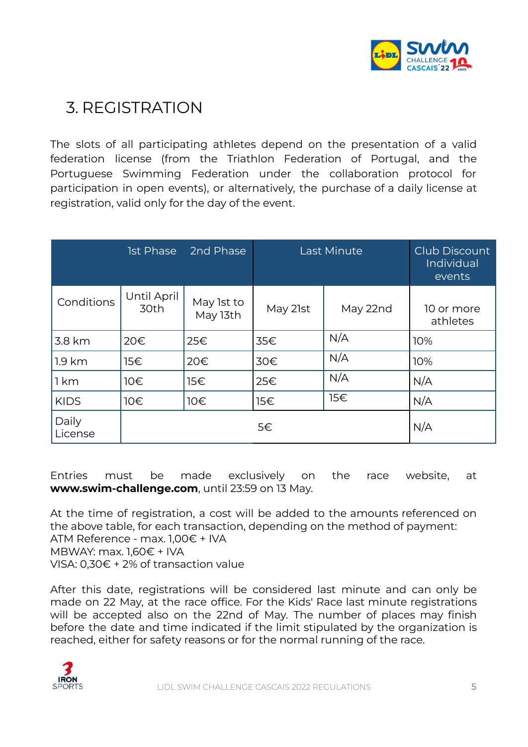# 3. REGISTRATION

The slots of all participating athletes depend on the presentation of a valid federation license (from the Triathlon Federation of Portugal, and the Portuguese Swimming Federation under the collaboration protocol for participation in open events), or alternatively, the purchase of a daily license at registration, valid only for the day of the event.

| | 1st Phase | 2nd Phase | Last Minute | | Club Discount Individual events |
|---|---|---|---|---|---|
| Conditions | Until April 30th | May 1st to May 13th | May 21st | May 22nd | 10 or more athletes |
| 3.8 km | 20€ | 25€ | 35€ | N/A | 10% |
| 1.9 km | 15€ | 20€ | 30€ | N/A | 10% |
| 1 km | 10€ | 15€ | 25€ | N/A | N/A |
| KIDS | 10€ | 10€ | 15€ | 15€ | N/A |
| Daily License | 5€ | | | | N/A |

Entries must be made exclusively on the race website, at **www.swim-challenge.com**, until 23:59 on 13 May.

At the time of registration, a cost will be added to the amounts referenced on the above table, for each transaction, depending on the method of payment:
ATM Reference - max. 1,00€ + IVA
MBWAY: max. 1,60€ + IVA
VISA: 0,30€ + 2% of transaction value

After this date, registrations will be considered last minute and can only be made on 22 May, at the race office. For the Kids' Race last minute registrations will be accepted also on the 22nd of May. The number of places may finish before the date and time indicated if the limit stipulated by the organization is reached, either for safety reasons or for the normal running of the race.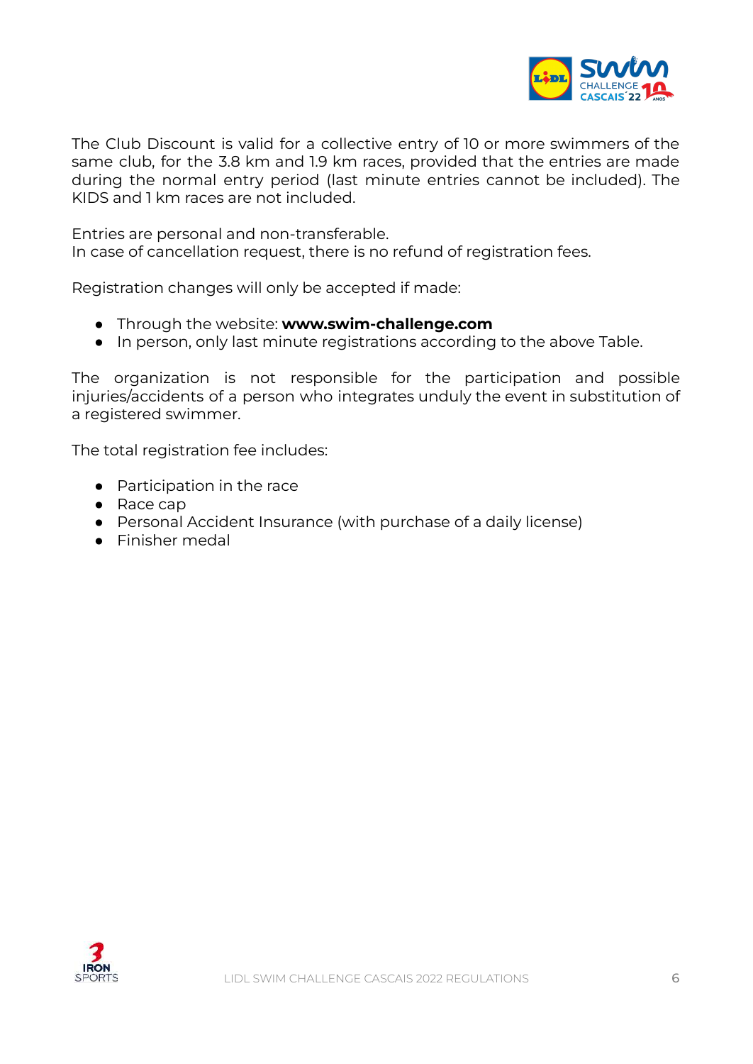The Club Discount is valid for a collective entry of 10 or more swimmers of the same club, for the 3.8 km and 1.9 km races, provided that the entries are made during the normal entry period (last minute entries cannot be included). The KIDS and 1 km races are not included.

Entries are personal and non-transferable.
In case of cancellation request, there is no refund of registration fees.

Registration changes will only be accepted if made:

- Through the website: **www.swim-challenge.com**
- In person, only last minute registrations according to the above Table.

The organization is not responsible for the participation and possible injuries/accidents of a person who integrates unduly the event in substitution of a registered swimmer.

The total registration fee includes:

- Participation in the race
- Race cap
- Personal Accident Insurance (with purchase of a daily license)
- Finisher medal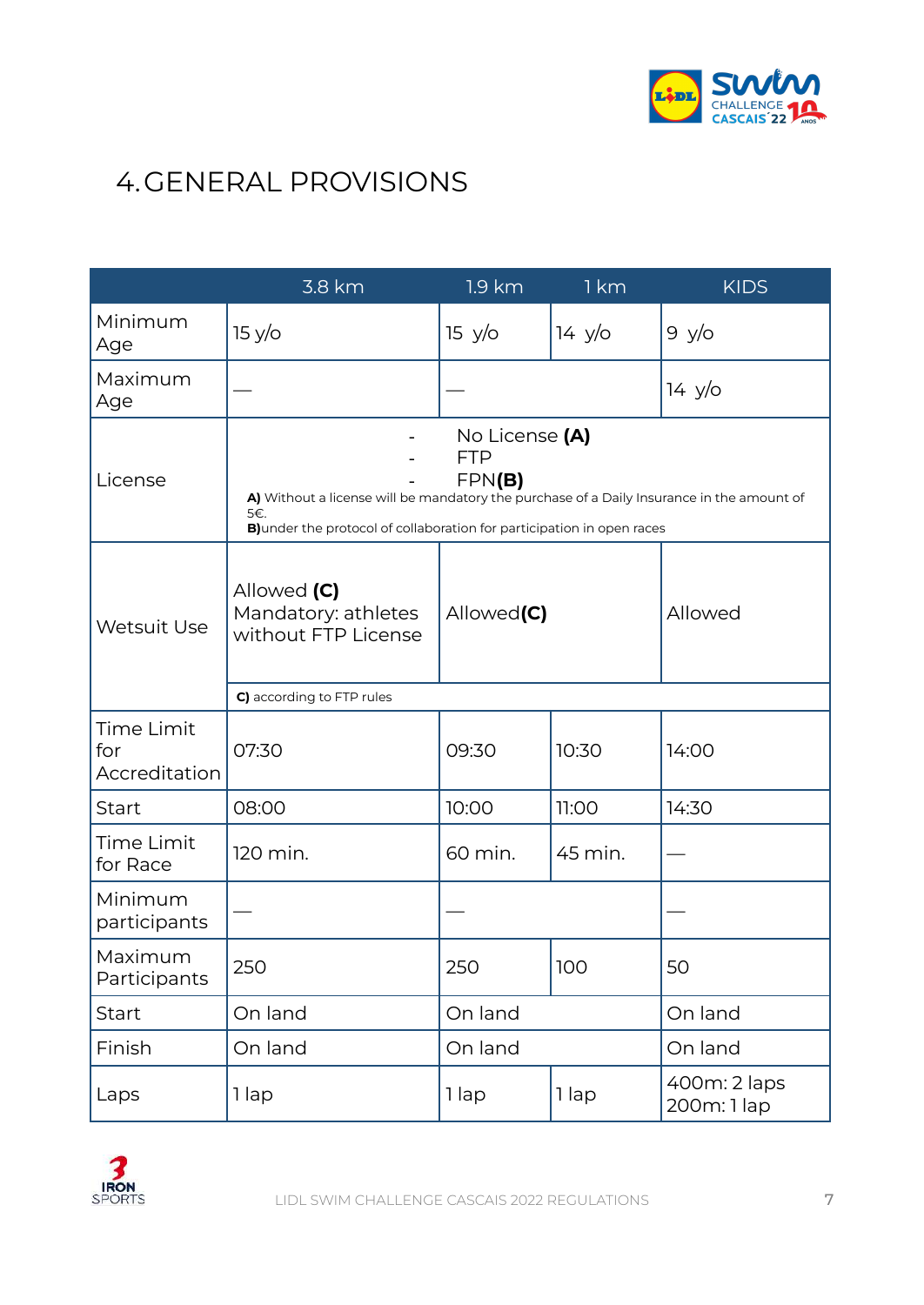# 4. GENERAL PROVISIONS

| | 3.8 km | 1.9 km | 1 km | KIDS |
|---|---|---|---|---|
| Minimum Age | 15 y/o | 15 y/o | 14 y/o | 9 y/o |
| Maximum Age | — | — | | 14 y/o |
| License | - No License **(A)**<br>- FTP<br>- FPN**(B)**<br>**A)** Without a license will be mandatory the purchase of a Daily Insurance in the amount of 5€.<br>**B)**under the protocol of collaboration for participation in open races | | | |
| Wetsuit Use | Allowed **(C)**<br>Mandatory: athletes without FTP License | Allowed**(C)** | | Allowed |
| | **C)** according to FTP rules | | | |
| Time Limit for Accreditation | 07:30 | 09:30 | 10:30 | 14:00 |
| Start | 08:00 | 10:00 | 11:00 | 14:30 |
| Time Limit for Race | 120 min. | 60 min. | 45 min. | — |
| Minimum participants | — | — | | — |
| Maximum Participants | 250 | 250 | 100 | 50 |
| Start | On land | On land | | On land |
| Finish | On land | On land | | On land |
| Laps | 1 lap | 1 lap | 1 lap | 400m: 2 laps<br>200m: 1 lap |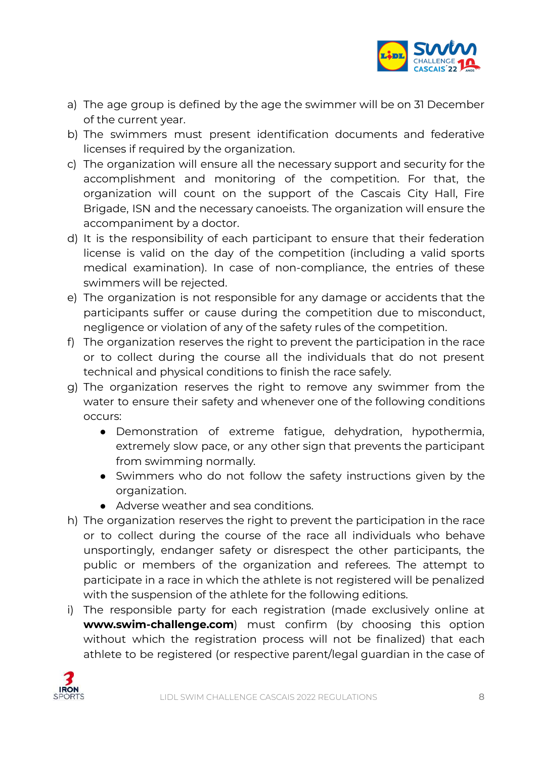a) The age group is defined by the age the swimmer will be on 31 December of the current year.
b) The swimmers must present identification documents and federative licenses if required by the organization.
c) The organization will ensure all the necessary support and security for the accomplishment and monitoring of the competition. For that, the organization will count on the support of the Cascais City Hall, Fire Brigade, ISN and the necessary canoeists. The organization will ensure the accompaniment by a doctor.
d) It is the responsibility of each participant to ensure that their federation license is valid on the day of the competition (including a valid sports medical examination). In case of non-compliance, the entries of these swimmers will be rejected.
e) The organization is not responsible for any damage or accidents that the participants suffer or cause during the competition due to misconduct, negligence or violation of any of the safety rules of the competition.
f) The organization reserves the right to prevent the participation in the race or to collect during the course all the individuals that do not present technical and physical conditions to finish the race safely.
g) The organization reserves the right to remove any swimmer from the water to ensure their safety and whenever one of the following conditions occurs:
    - Demonstration of extreme fatigue, dehydration, hypothermia, extremely slow pace, or any other sign that prevents the participant from swimming normally.
    - Swimmers who do not follow the safety instructions given by the organization.
    - Adverse weather and sea conditions.
h) The organization reserves the right to prevent the participation in the race or to collect during the course of the race all individuals who behave unsportingly, endanger safety or disrespect the other participants, the public or members of the organization and referees. The attempt to participate in a race in which the athlete is not registered will be penalized with the suspension of the athlete for the following editions.
i) The responsible party for each registration (made exclusively online at **www.swim-challenge.com**) must confirm (by choosing this option without which the registration process will not be finalized) that each athlete to be registered (or respective parent/legal guardian in the case of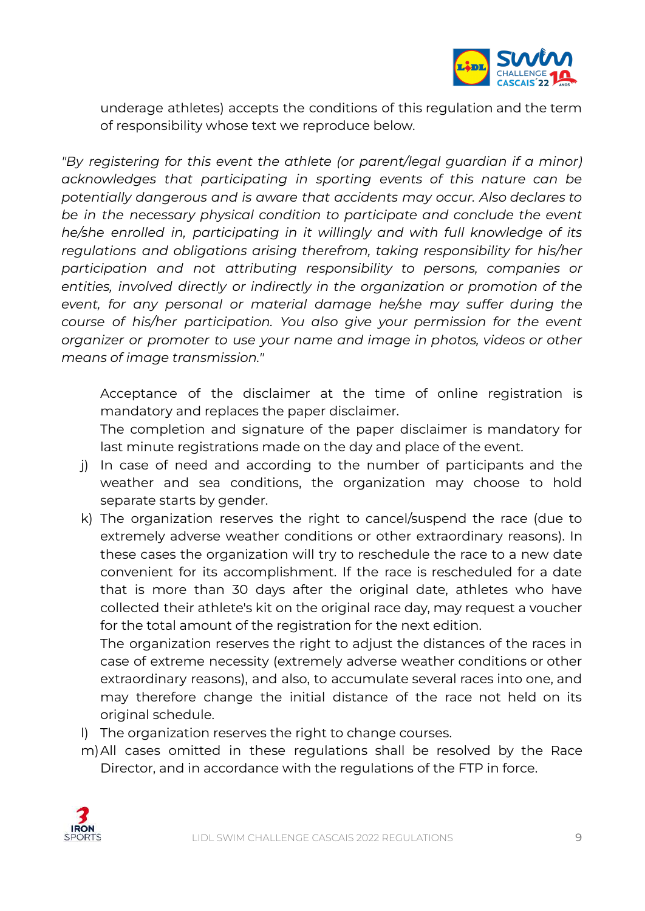underage athletes) accepts the conditions of this regulation and the term of responsibility whose text we reproduce below.

*"By registering for this event the athlete (or parent/legal guardian if a minor) acknowledges that participating in sporting events of this nature can be potentially dangerous and is aware that accidents may occur. Also declares to be in the necessary physical condition to participate and conclude the event he/she enrolled in, participating in it willingly and with full knowledge of its regulations and obligations arising therefrom, taking responsibility for his/her participation and not attributing responsibility to persons, companies or entities, involved directly or indirectly in the organization or promotion of the event, for any personal or material damage he/she may suffer during the course of his/her participation. You also give your permission for the event organizer or promoter to use your name and image in photos, videos or other means of image transmission."*

Acceptance of the disclaimer at the time of online registration is mandatory and replaces the paper disclaimer.

The completion and signature of the paper disclaimer is mandatory for last minute registrations made on the day and place of the event.

j) In case of need and according to the number of participants and the weather and sea conditions, the organization may choose to hold separate starts by gender.

k) The organization reserves the right to cancel/suspend the race (due to extremely adverse weather conditions or other extraordinary reasons). In these cases the organization will try to reschedule the race to a new date convenient for its accomplishment. If the race is rescheduled for a date that is more than 30 days after the original date, athletes who have collected their athlete's kit on the original race day, may request a voucher for the total amount of the registration for the next edition.

   The organization reserves the right to adjust the distances of the races in case of extreme necessity (extremely adverse weather conditions or other extraordinary reasons), and also, to accumulate several races into one, and may therefore change the initial distance of the race not held on its original schedule.

l) The organization reserves the right to change courses.

m) All cases omitted in these regulations shall be resolved by the Race Director, and in accordance with the regulations of the FTP in force.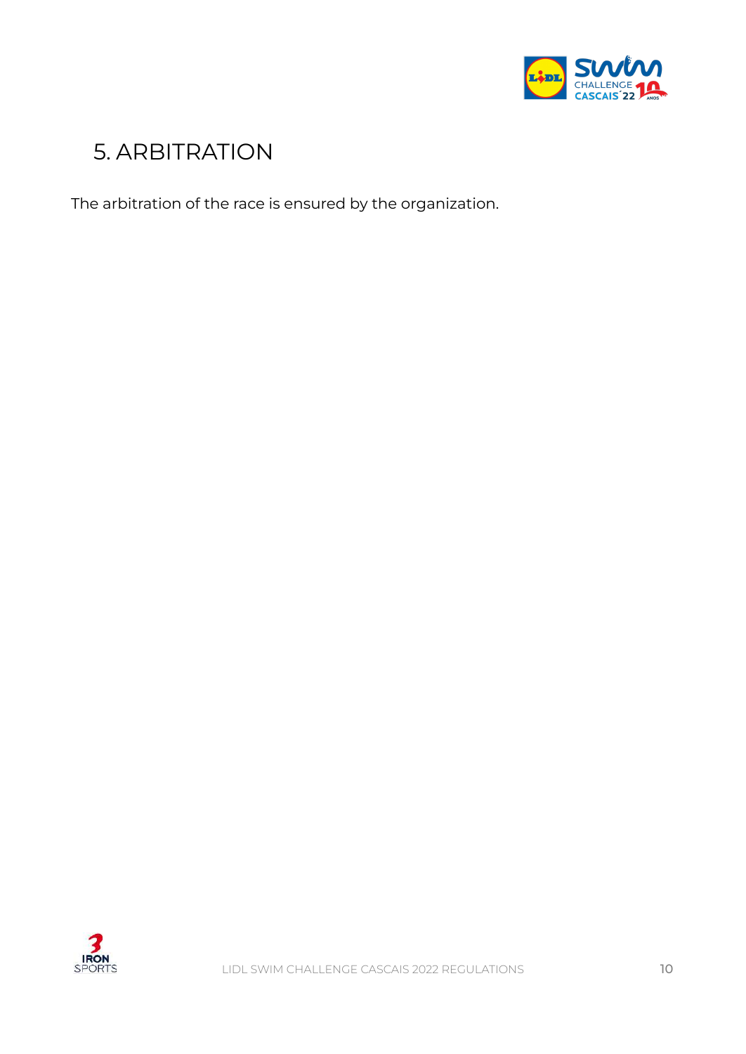## 5. ARBITRATION

The arbitration of the race is ensured by the organization.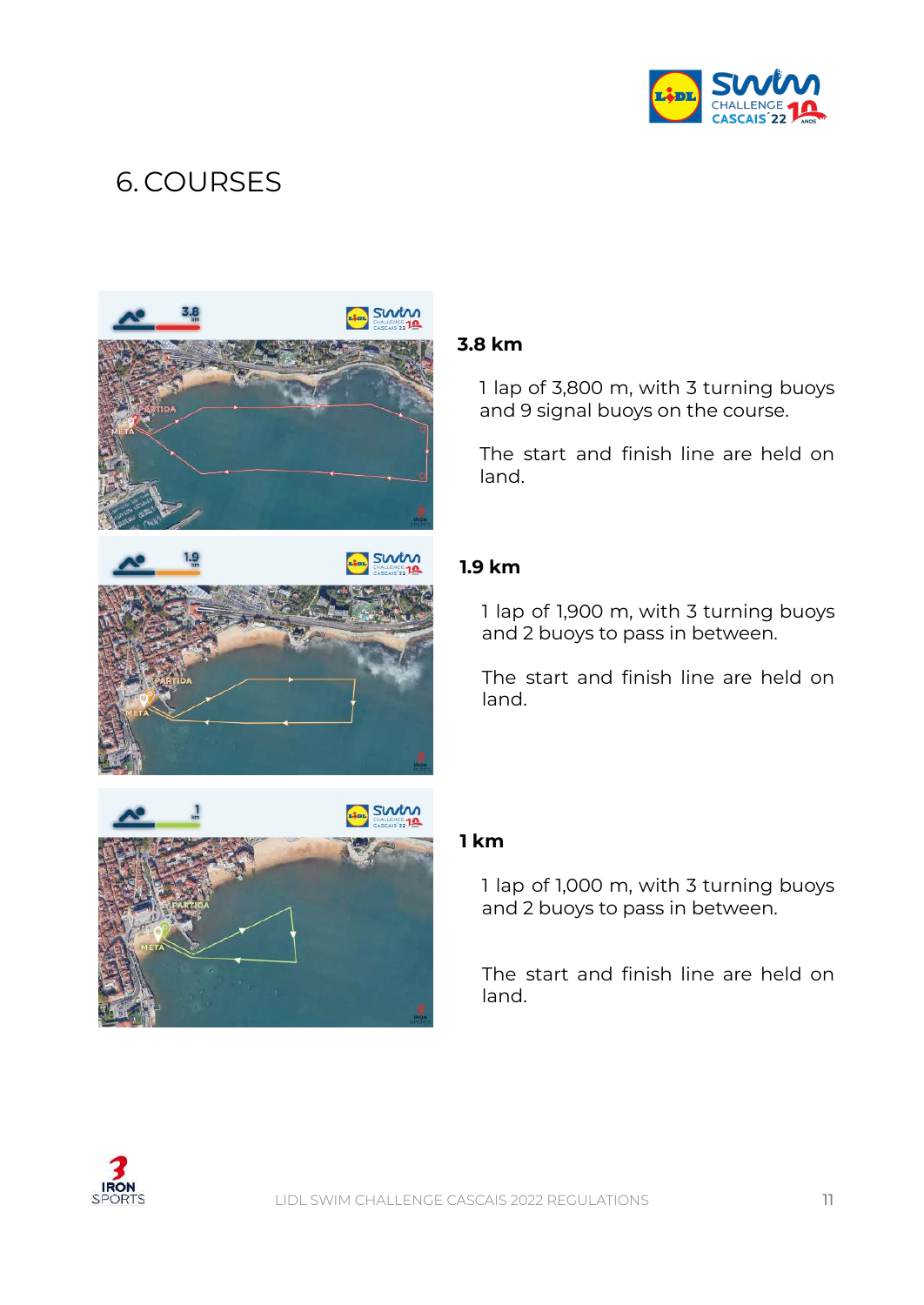# 6. COURSES

### 3.8 km

1 lap of 3,800 m, with 3 turning buoys and 9 signal buoys on the course.

The start and finish line are held on land.

### 1.9 km

1 lap of 1,900 m, with 3 turning buoys and 2 buoys to pass in between.

The start and finish line are held on land.

### 1 km

1 lap of 1,000 m, with 3 turning buoys and 2 buoys to pass in between.

The start and finish line are held on land.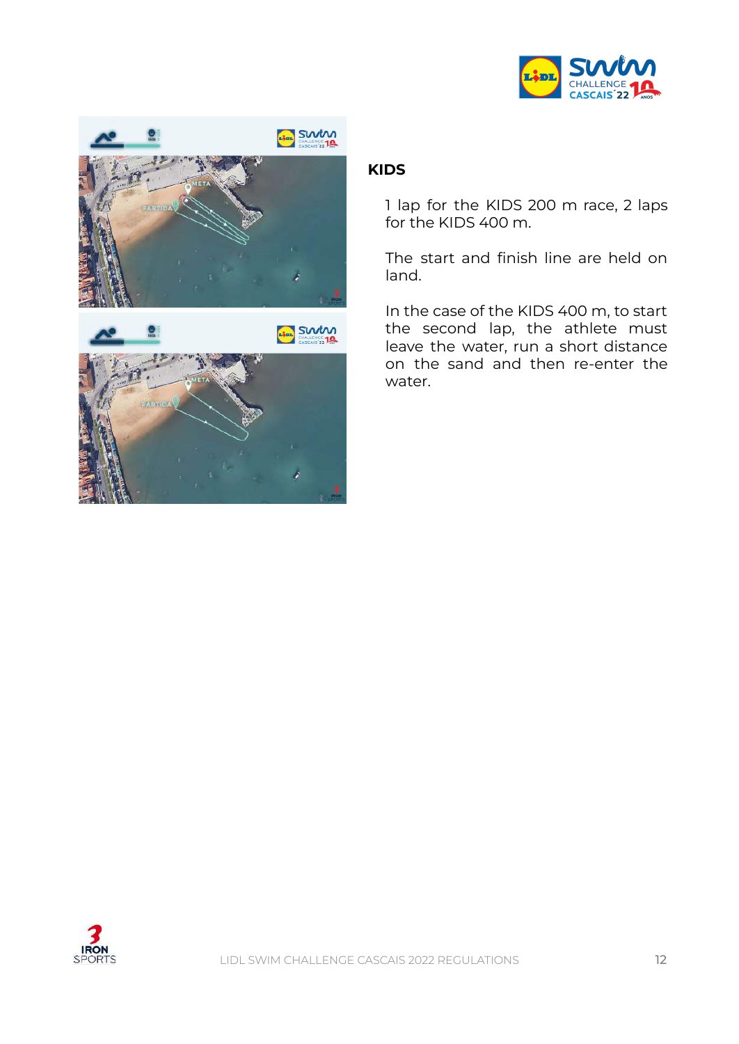## KIDS

1 lap for the KIDS 200 m race, 2 laps for the KIDS 400 m.

The start and finish line are held on land.

In the case of the KIDS 400 m, to start the second lap, the athlete must leave the water, run a short distance on the sand and then re-enter the water.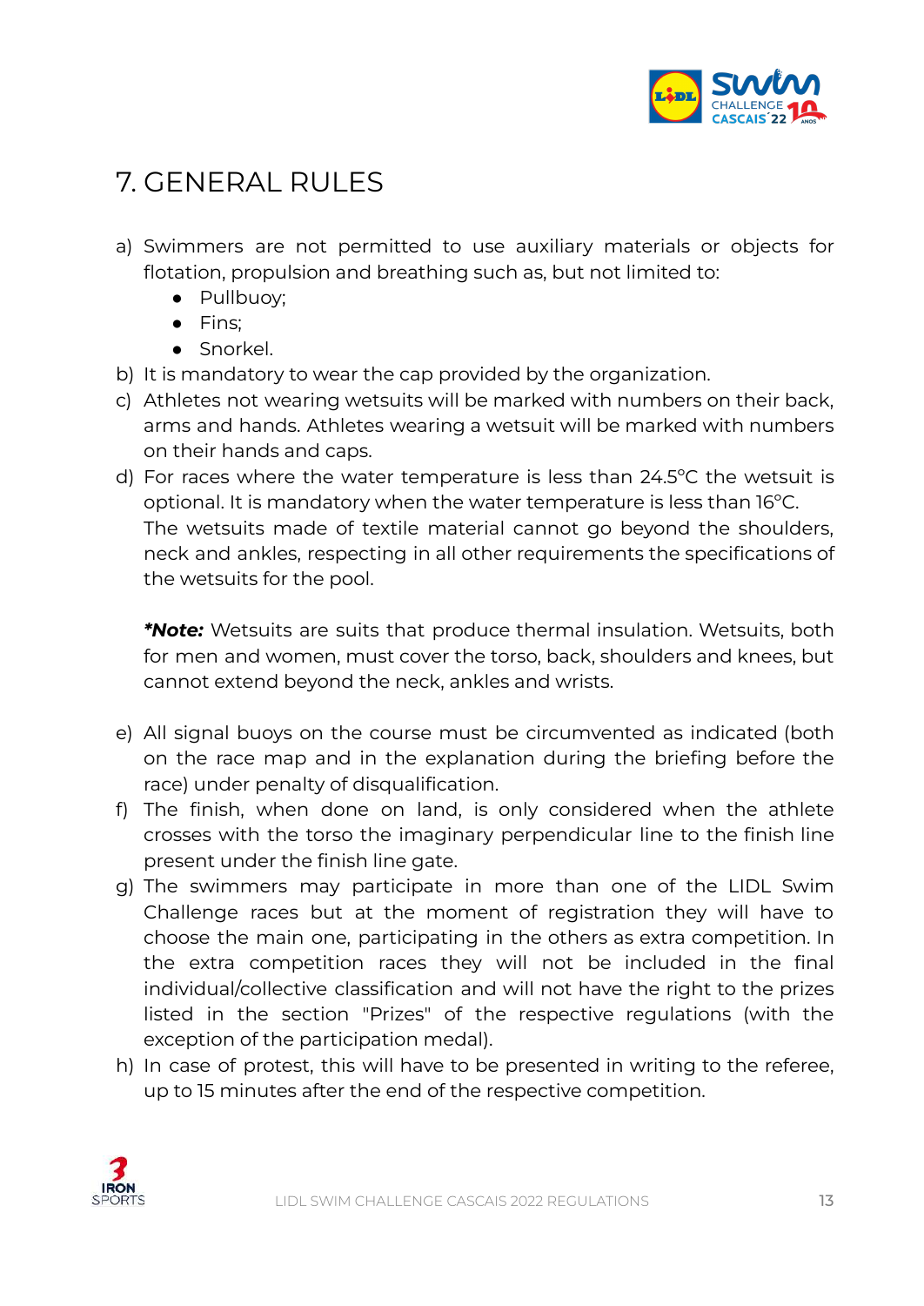# 7. GENERAL RULES

a) Swimmers are not permitted to use auxiliary materials or objects for flotation, propulsion and breathing such as, but not limited to:
   - Pullbuoy;
   - Fins;
   - Snorkel.

b) It is mandatory to wear the cap provided by the organization.

c) Athletes not wearing wetsuits will be marked with numbers on their back, arms and hands. Athletes wearing a wetsuit will be marked with numbers on their hands and caps.

d) For races where the water temperature is less than 24.5°C the wetsuit is optional. It is mandatory when the water temperature is less than 16°C.
   The wetsuits made of textile material cannot go beyond the shoulders, neck and ankles, respecting in all other requirements the specifications of the wetsuits for the pool.

   ***Note:*** Wetsuits are suits that produce thermal insulation. Wetsuits, both for men and women, must cover the torso, back, shoulders and knees, but cannot extend beyond the neck, ankles and wrists.

e) All signal buoys on the course must be circumvented as indicated (both on the race map and in the explanation during the briefing before the race) under penalty of disqualification.

f) The finish, when done on land, is only considered when the athlete crosses with the torso the imaginary perpendicular line to the finish line present under the finish line gate.

g) The swimmers may participate in more than one of the LIDL Swim Challenge races but at the moment of registration they will have to choose the main one, participating in the others as extra competition. In the extra competition races they will not be included in the final individual/collective classification and will not have the right to the prizes listed in the section "Prizes" of the respective regulations (with the exception of the participation medal).

h) In case of protest, this will have to be presented in writing to the referee, up to 15 minutes after the end of the respective competition.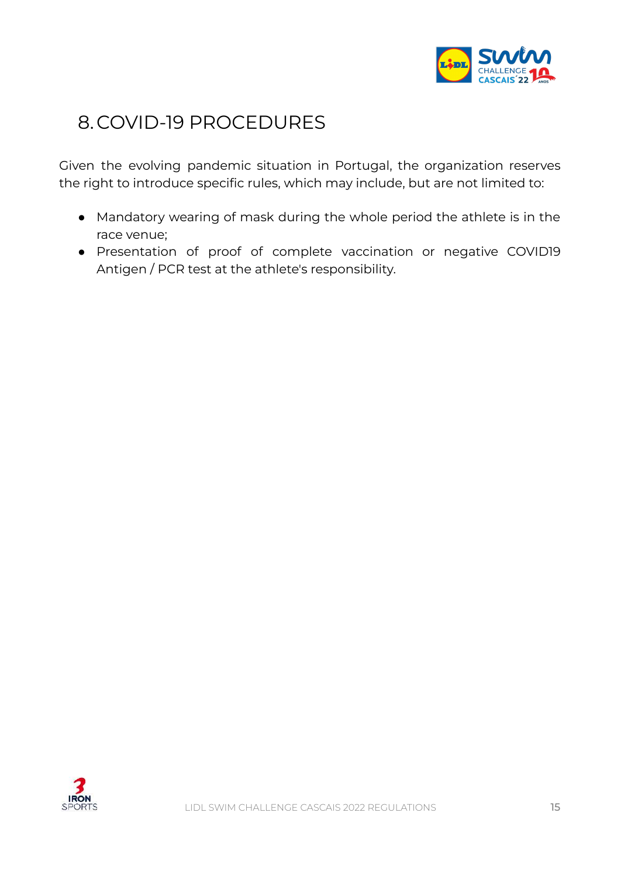# 8. COVID-19 PROCEDURES

Given the evolving pandemic situation in Portugal, the organization reserves the right to introduce specific rules, which may include, but are not limited to:

- Mandatory wearing of mask during the whole period the athlete is in the race venue;
- Presentation of proof of complete vaccination or negative COVID19 Antigen / PCR test at the athlete's responsibility.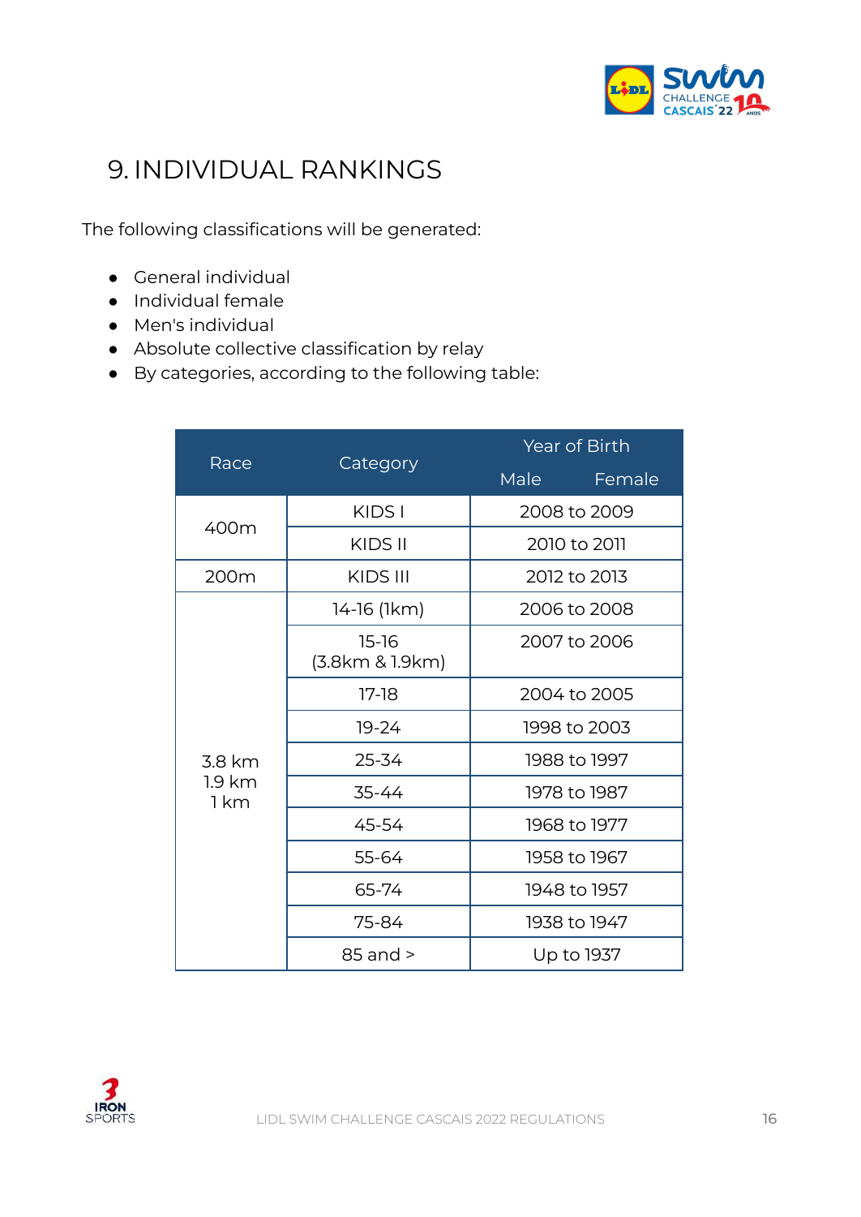# 9. INDIVIDUAL RANKINGS

The following classifications will be generated:

- General individual
- Individual female
- Men's individual
- Absolute collective classification by relay
- By categories, according to the following table:

| Race | Category | Year of Birth | |
|---|---|---|---|
| | | Male | Female |
| 400m | KIDS I | 2008 to 2009 | |
| | KIDS II | 2010 to 2011 | |
| 200m | KIDS III | 2012 to 2013 | |
| 3.8 km<br>1.9 km<br>1 km | 14-16 (1km) | 2006 to 2008 | |
| | 15-16<br>(3.8km & 1.9km) | 2007 to 2006 | |
| | 17-18 | 2004 to 2005 | |
| | 19-24 | 1998 to 2003 | |
| | 25-34 | 1988 to 1997 | |
| | 35-44 | 1978 to 1987 | |
| | 45-54 | 1968 to 1977 | |
| | 55-64 | 1958 to 1967 | |
| | 65-74 | 1948 to 1957 | |
| | 75-84 | 1938 to 1947 | |
| | 85 and > | Up to 1937 | |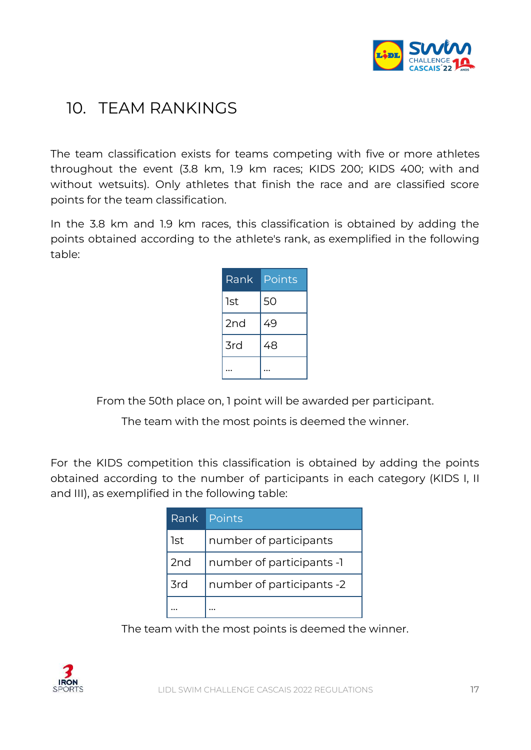# 10. TEAM RANKINGS

The team classification exists for teams competing with five or more athletes throughout the event (3.8 km, 1.9 km races; KIDS 200; KIDS 400; with and without wetsuits). Only athletes that finish the race and are classified score points for the team classification.

In the 3.8 km and 1.9 km races, this classification is obtained by adding the points obtained according to the athlete's rank, as exemplified in the following table:

| Rank | Points |
|---|---|
| 1st | 50 |
| 2nd | 49 |
| 3rd | 48 |
| ... | ... |

From the 50th place on, 1 point will be awarded per participant.

The team with the most points is deemed the winner.

For the KIDS competition this classification is obtained by adding the points obtained according to the number of participants in each category (KIDS I, II and III), as exemplified in the following table:

| Rank | Points |
|---|---|
| 1st | number of participants |
| 2nd | number of participants -1 |
| 3rd | number of participants -2 |
| ... | ... |

The team with the most points is deemed the winner.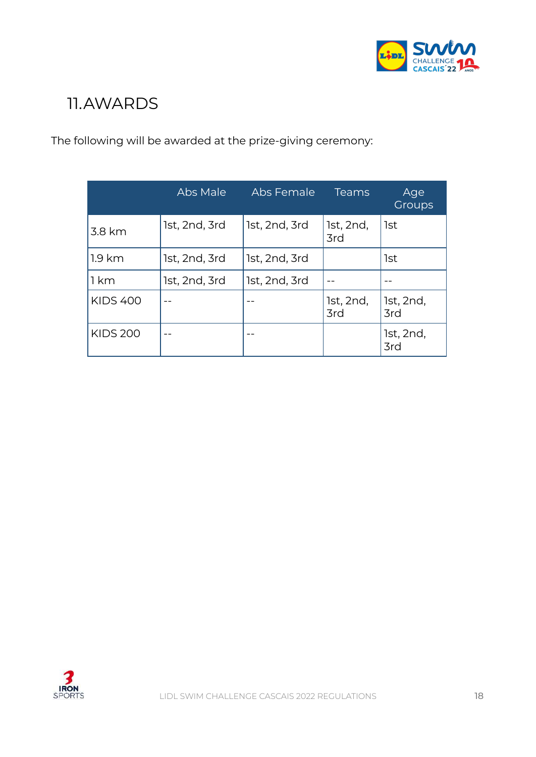# 11. AWARDS

The following will be awarded at the prize-giving ceremony:

| | Abs Male | Abs Female | Teams | Age Groups |
|---|---|---|---|---|
| 3.8 km | 1st, 2nd, 3rd | 1st, 2nd, 3rd | 1st, 2nd, 3rd | 1st |
| 1.9 km | 1st, 2nd, 3rd | 1st, 2nd, 3rd | | 1st |
| 1 km | 1st, 2nd, 3rd | 1st, 2nd, 3rd | -- | -- |
| KIDS 400 | -- | -- | 1st, 2nd, 3rd | 1st, 2nd, 3rd |
| KIDS 200 | -- | -- | | 1st, 2nd, 3rd |